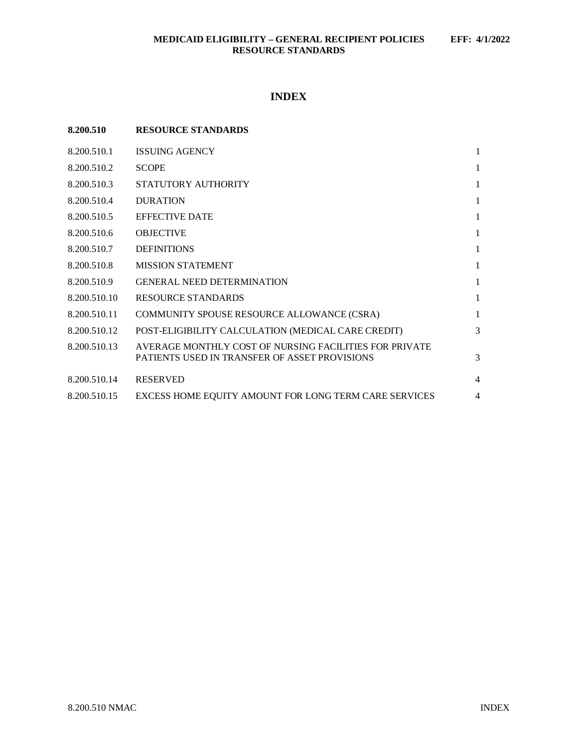# INDEX

| 8.200.510 | RESOURCE STANDARDS | |
|---|---|---|
| 8.200.510.1 | ISSUING AGENCY | 1 |
| 8.200.510.2 | SCOPE | 1 |
| 8.200.510.3 | STATUTORY AUTHORITY | 1 |
| 8.200.510.4 | DURATION | 1 |
| 8.200.510.5 | EFFECTIVE DATE | 1 |
| 8.200.510.6 | OBJECTIVE | 1 |
| 8.200.510.7 | DEFINITIONS | 1 |
| 8.200.510.8 | MISSION STATEMENT | 1 |
| 8.200.510.9 | GENERAL NEED DETERMINATION | 1 |
| 8.200.510.10 | RESOURCE STANDARDS | 1 |
| 8.200.510.11 | COMMUNITY SPOUSE RESOURCE ALLOWANCE (CSRA) | 1 |
| 8.200.510.12 | POST-ELIGIBILITY CALCULATION (MEDICAL CARE CREDIT) | 3 |
| 8.200.510.13 | AVERAGE MONTHLY COST OF NURSING FACILITIES FOR PRIVATE PATIENTS USED IN TRANSFER OF ASSET PROVISIONS | 3 |
| 8.200.510.14 | RESERVED | 4 |
| 8.200.510.15 | EXCESS HOME EQUITY AMOUNT FOR LONG TERM CARE SERVICES | 4 |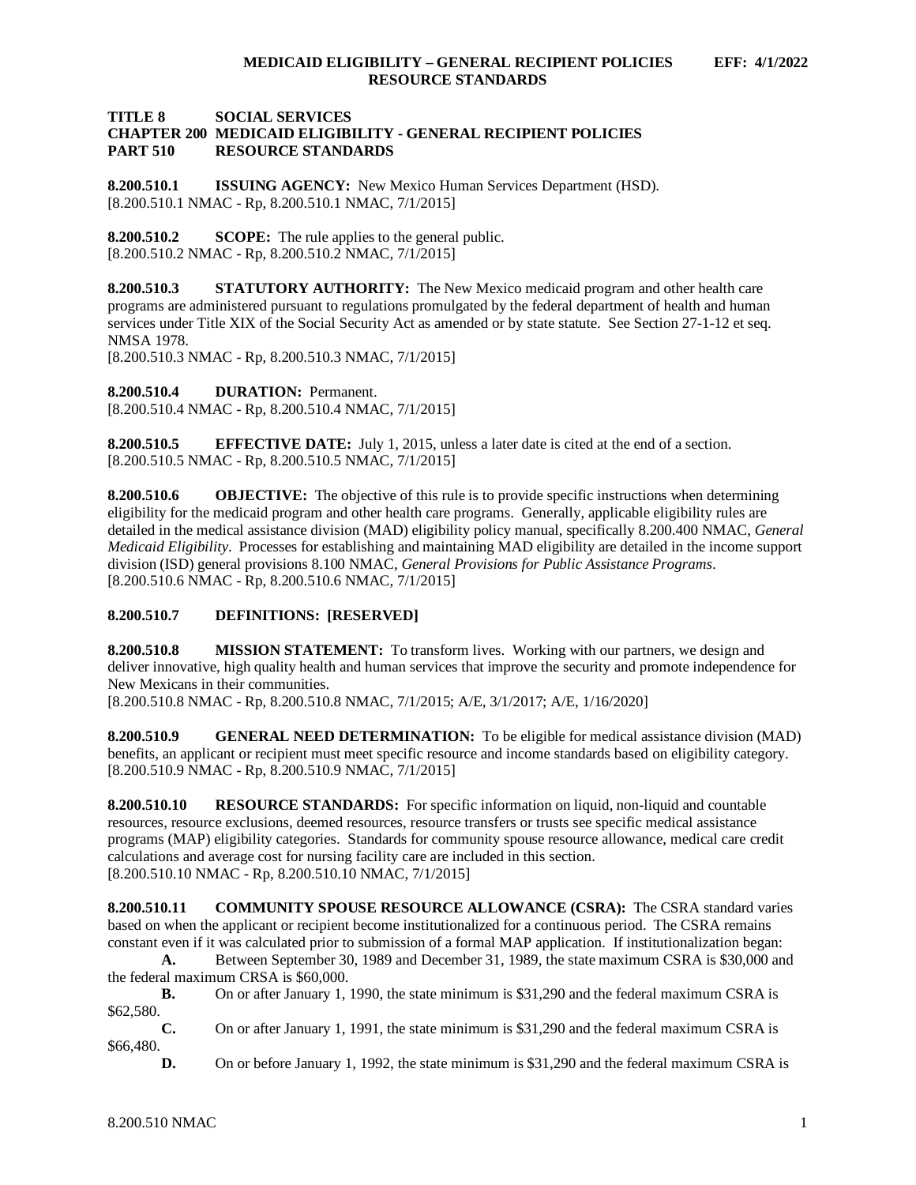**TITLE 8 SOCIAL SERVICES**
**CHAPTER 200 MEDICAID ELIGIBILITY - GENERAL RECIPIENT POLICIES**
**PART 510 RESOURCE STANDARDS**

**8.200.510.1 ISSUING AGENCY:** New Mexico Human Services Department (HSD).
[8.200.510.1 NMAC - Rp, 8.200.510.1 NMAC, 7/1/2015]

**8.200.510.2 SCOPE:** The rule applies to the general public.
[8.200.510.2 NMAC - Rp, 8.200.510.2 NMAC, 7/1/2015]

**8.200.510.3 STATUTORY AUTHORITY:** The New Mexico medicaid program and other health care programs are administered pursuant to regulations promulgated by the federal department of health and human services under Title XIX of the Social Security Act as amended or by state statute. See Section 27-1-12 et seq. NMSA 1978.
[8.200.510.3 NMAC - Rp, 8.200.510.3 NMAC, 7/1/2015]

**8.200.510.4 DURATION:** Permanent.
[8.200.510.4 NMAC - Rp, 8.200.510.4 NMAC, 7/1/2015]

**8.200.510.5 EFFECTIVE DATE:** July 1, 2015, unless a later date is cited at the end of a section.
[8.200.510.5 NMAC - Rp, 8.200.510.5 NMAC, 7/1/2015]

**8.200.510.6 OBJECTIVE:** The objective of this rule is to provide specific instructions when determining eligibility for the medicaid program and other health care programs. Generally, applicable eligibility rules are detailed in the medical assistance division (MAD) eligibility policy manual, specifically 8.200.400 NMAC, *General Medicaid Eligibility*. Processes for establishing and maintaining MAD eligibility are detailed in the income support division (ISD) general provisions 8.100 NMAC, *General Provisions for Public Assistance Programs*.
[8.200.510.6 NMAC - Rp, 8.200.510.6 NMAC, 7/1/2015]

**8.200.510.7 DEFINITIONS: [RESERVED]**

**8.200.510.8 MISSION STATEMENT:** To transform lives. Working with our partners, we design and deliver innovative, high quality health and human services that improve the security and promote independence for New Mexicans in their communities.
[8.200.510.8 NMAC - Rp, 8.200.510.8 NMAC, 7/1/2015; A/E, 3/1/2017; A/E, 1/16/2020]

**8.200.510.9 GENERAL NEED DETERMINATION:** To be eligible for medical assistance division (MAD) benefits, an applicant or recipient must meet specific resource and income standards based on eligibility category.
[8.200.510.9 NMAC - Rp, 8.200.510.9 NMAC, 7/1/2015]

**8.200.510.10 RESOURCE STANDARDS:** For specific information on liquid, non-liquid and countable resources, resource exclusions, deemed resources, resource transfers or trusts see specific medical assistance programs (MAP) eligibility categories. Standards for community spouse resource allowance, medical care credit calculations and average cost for nursing facility care are included in this section.
[8.200.510.10 NMAC - Rp, 8.200.510.10 NMAC, 7/1/2015]

**8.200.510.11 COMMUNITY SPOUSE RESOURCE ALLOWANCE (CSRA):** The CSRA standard varies based on when the applicant or recipient become institutionalized for a continuous period. The CSRA remains constant even if it was calculated prior to submission of a formal MAP application. If institutionalization began:

**A.** Between September 30, 1989 and December 31, 1989, the state maximum CSRA is $30,000 and the federal maximum CRSA is $60,000.

**B.** On or after January 1, 1990, the state minimum is $31,290 and the federal maximum CSRA is $62,580.

**C.** On or after January 1, 1991, the state minimum is $31,290 and the federal maximum CSRA is $66,480.

**D.** On or before January 1, 1992, the state minimum is $31,290 and the federal maximum CSRA is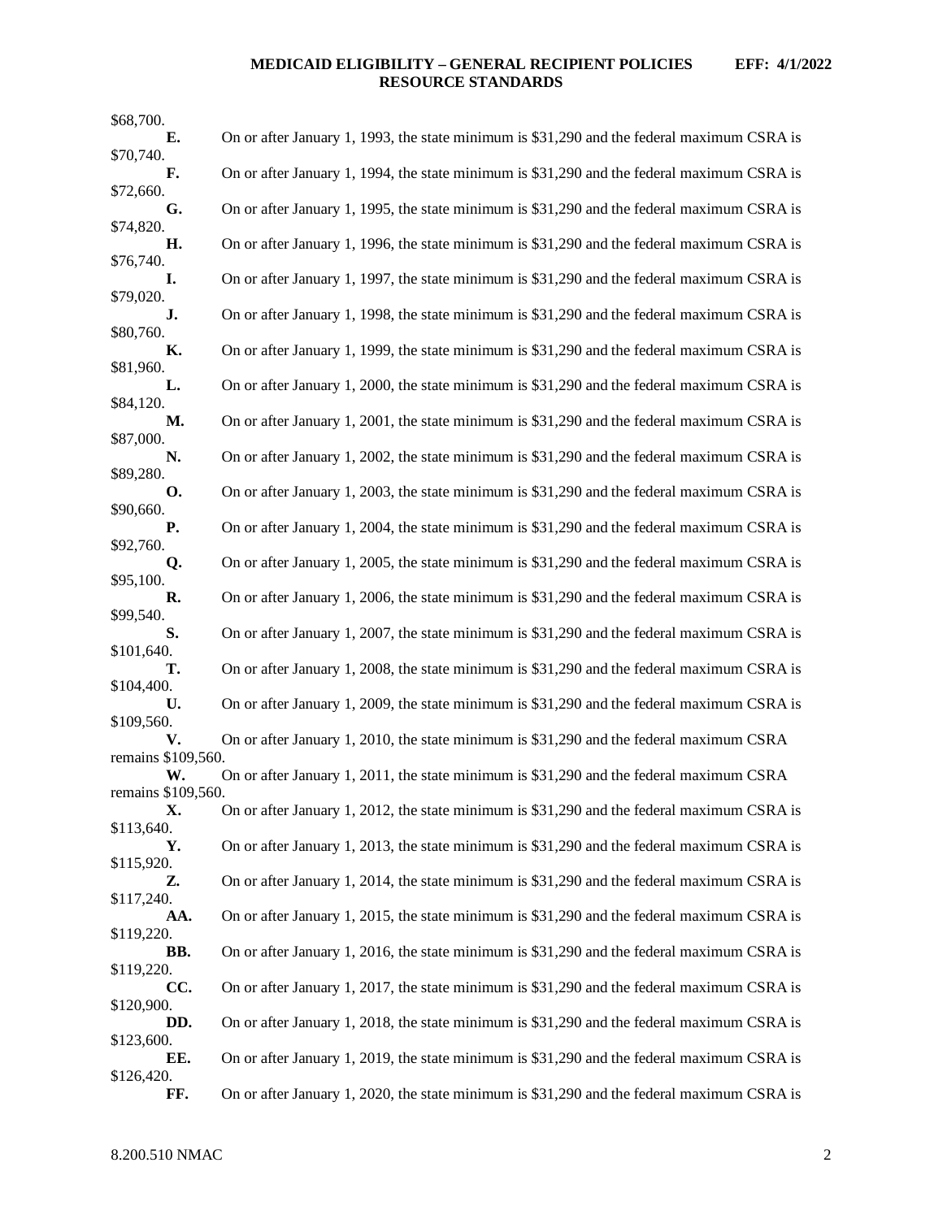$68,700.

**E.** On or after January 1, 1993, the state minimum is $31,290 and the federal maximum CSRA is $70,740.

**F.** On or after January 1, 1994, the state minimum is $31,290 and the federal maximum CSRA is $72,660.

**G.** On or after January 1, 1995, the state minimum is $31,290 and the federal maximum CSRA is $74,820.

**H.** On or after January 1, 1996, the state minimum is $31,290 and the federal maximum CSRA is $76,740.

**I.** On or after January 1, 1997, the state minimum is $31,290 and the federal maximum CSRA is $79,020.

**J.** On or after January 1, 1998, the state minimum is $31,290 and the federal maximum CSRA is $80,760.

**K.** On or after January 1, 1999, the state minimum is $31,290 and the federal maximum CSRA is $81,960.

**L.** On or after January 1, 2000, the state minimum is $31,290 and the federal maximum CSRA is $84,120.

**M.** On or after January 1, 2001, the state minimum is $31,290 and the federal maximum CSRA is $87,000.

**N.** On or after January 1, 2002, the state minimum is $31,290 and the federal maximum CSRA is $89,280.

**O.** On or after January 1, 2003, the state minimum is $31,290 and the federal maximum CSRA is $90,660.

**P.** On or after January 1, 2004, the state minimum is $31,290 and the federal maximum CSRA is $92,760.

**Q.** On or after January 1, 2005, the state minimum is $31,290 and the federal maximum CSRA is $95,100.

**R.** On or after January 1, 2006, the state minimum is $31,290 and the federal maximum CSRA is $99,540.

**S.** On or after January 1, 2007, the state minimum is $31,290 and the federal maximum CSRA is $101,640.

**T.** On or after January 1, 2008, the state minimum is $31,290 and the federal maximum CSRA is $104,400.

**U.** On or after January 1, 2009, the state minimum is $31,290 and the federal maximum CSRA is $109,560.

**V.** On or after January 1, 2010, the state minimum is $31,290 and the federal maximum CSRA remains $109,560.

**W.** On or after January 1, 2011, the state minimum is $31,290 and the federal maximum CSRA remains $109,560.

**X.** On or after January 1, 2012, the state minimum is $31,290 and the federal maximum CSRA is $113,640.

**Y.** On or after January 1, 2013, the state minimum is $31,290 and the federal maximum CSRA is $115,920.

**Z.** On or after January 1, 2014, the state minimum is $31,290 and the federal maximum CSRA is $117,240.

**AA.** On or after January 1, 2015, the state minimum is $31,290 and the federal maximum CSRA is $119,220.

**BB.** On or after January 1, 2016, the state minimum is $31,290 and the federal maximum CSRA is $119,220.

**CC.** On or after January 1, 2017, the state minimum is $31,290 and the federal maximum CSRA is $120,900.

**DD.** On or after January 1, 2018, the state minimum is $31,290 and the federal maximum CSRA is $123,600.

**EE.** On or after January 1, 2019, the state minimum is $31,290 and the federal maximum CSRA is $126,420.

**FF.** On or after January 1, 2020, the state minimum is $31,290 and the federal maximum CSRA is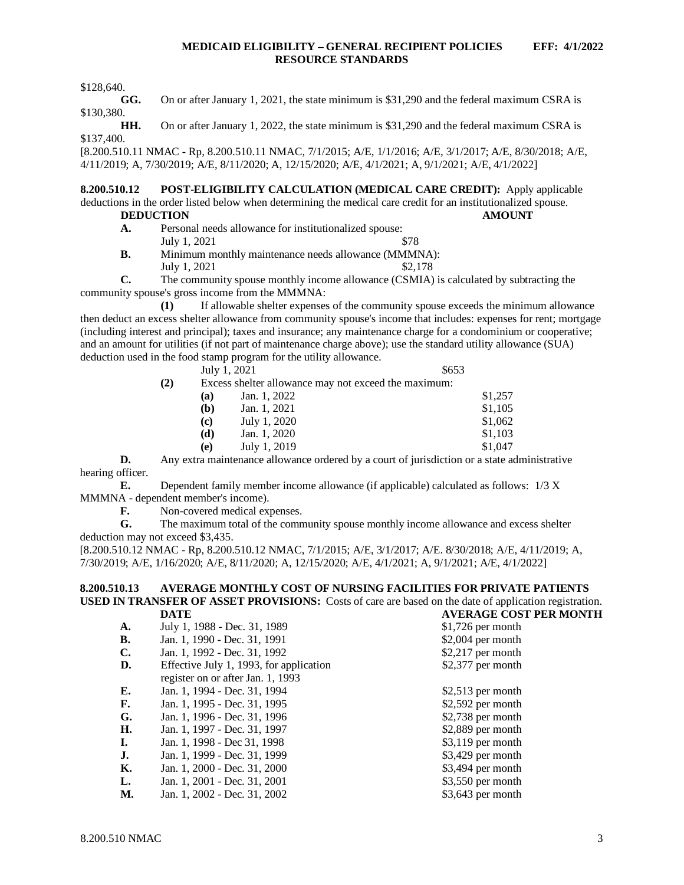$128,640.

**GG.** On or after January 1, 2021, the state minimum is $31,290 and the federal maximum CSRA is $130,380.

**HH.** On or after January 1, 2022, the state minimum is $31,290 and the federal maximum CSRA is $137,400.

[8.200.510.11 NMAC - Rp, 8.200.510.11 NMAC, 7/1/2015; A/E, 1/1/2016; A/E, 3/1/2017; A/E, 8/30/2018; A/E, 4/11/2019; A, 7/30/2019; A/E, 8/11/2020; A, 12/15/2020; A/E, 4/1/2021; A, 9/1/2021; A/E, 4/1/2022]

**8.200.510.12 POST-ELIGIBILITY CALCULATION (MEDICAL CARE CREDIT):** Apply applicable deductions in the order listed below when determining the medical care credit for an institutionalized spouse.

**DEDUCTION** **AMOUNT**

**A.** Personal needs allowance for institutionalized spouse:
July 1, 2021 $78

**B.** Minimum monthly maintenance needs allowance (MMMNA):
July 1, 2021 $2,178

**C.** The community spouse monthly income allowance (CSMIA) is calculated by subtracting the community spouse's gross income from the MMMNA:

**(1)** If allowable shelter expenses of the community spouse exceeds the minimum allowance then deduct an excess shelter allowance from community spouse's income that includes: expenses for rent; mortgage (including interest and principal); taxes and insurance; any maintenance charge for a condominium or cooperative; and an amount for utilities (if not part of maintenance charge above); use the standard utility allowance (SUA) deduction used in the food stamp program for the utility allowance.
July 1, 2021 $653

**(2)** Excess shelter allowance may not exceed the maximum:

| | | |
|---|---|---|
| **(a)** | Jan. 1, 2022 | $1,257 |
| **(b)** | Jan. 1, 2021 | $1,105 |
| **(c)** | July 1, 2020 | $1,062 |
| **(d)** | Jan. 1, 2020 | $1,103 |
| **(e)** | July 1, 2019 | $1,047 |

**D.** Any extra maintenance allowance ordered by a court of jurisdiction or a state administrative hearing officer.

**E.** Dependent family member income allowance (if applicable) calculated as follows: 1/3 X MMMNA - dependent member's income).

**F.** Non-covered medical expenses.

**G.** The maximum total of the community spouse monthly income allowance and excess shelter deduction may not exceed $3,435.

[8.200.510.12 NMAC - Rp, 8.200.510.12 NMAC, 7/1/2015; A/E, 3/1/2017; A/E. 8/30/2018; A/E, 4/11/2019; A, 7/30/2019; A/E, 1/16/2020; A/E, 8/11/2020; A, 12/15/2020; A/E, 4/1/2021; A, 9/1/2021; A/E, 4/1/2022]

**8.200.510.13 AVERAGE MONTHLY COST OF NURSING FACILITIES FOR PRIVATE PATIENTS USED IN TRANSFER OF ASSET PROVISIONS:** Costs of care are based on the date of application registration.

| | **DATE** | **AVERAGE COST PER MONTH** |
|---|---|---|
| **A.** | July 1, 1988 - Dec. 31, 1989 | $1,726 per month |
| **B.** | Jan. 1, 1990 - Dec. 31, 1991 | $2,004 per month |
| **C.** | Jan. 1, 1992 - Dec. 31, 1992 | $2,217 per month |
| **D.** | Effective July 1, 1993, for application register on or after Jan. 1, 1993 | $2,377 per month |
| **E.** | Jan. 1, 1994 - Dec. 31, 1994 | $2,513 per month |
| **F.** | Jan. 1, 1995 - Dec. 31, 1995 | $2,592 per month |
| **G.** | Jan. 1, 1996 - Dec. 31, 1996 | $2,738 per month |
| **H.** | Jan. 1, 1997 - Dec. 31, 1997 | $2,889 per month |
| **I.** | Jan. 1, 1998 - Dec 31, 1998 | $3,119 per month |
| **J.** | Jan. 1, 1999 - Dec. 31, 1999 | $3,429 per month |
| **K.** | Jan. 1, 2000 - Dec. 31, 2000 | $3,494 per month |
| **L.** | Jan. 1, 2001 - Dec. 31, 2001 | $3,550 per month |
| **M.** | Jan. 1, 2002 - Dec. 31, 2002 | $3,643 per month |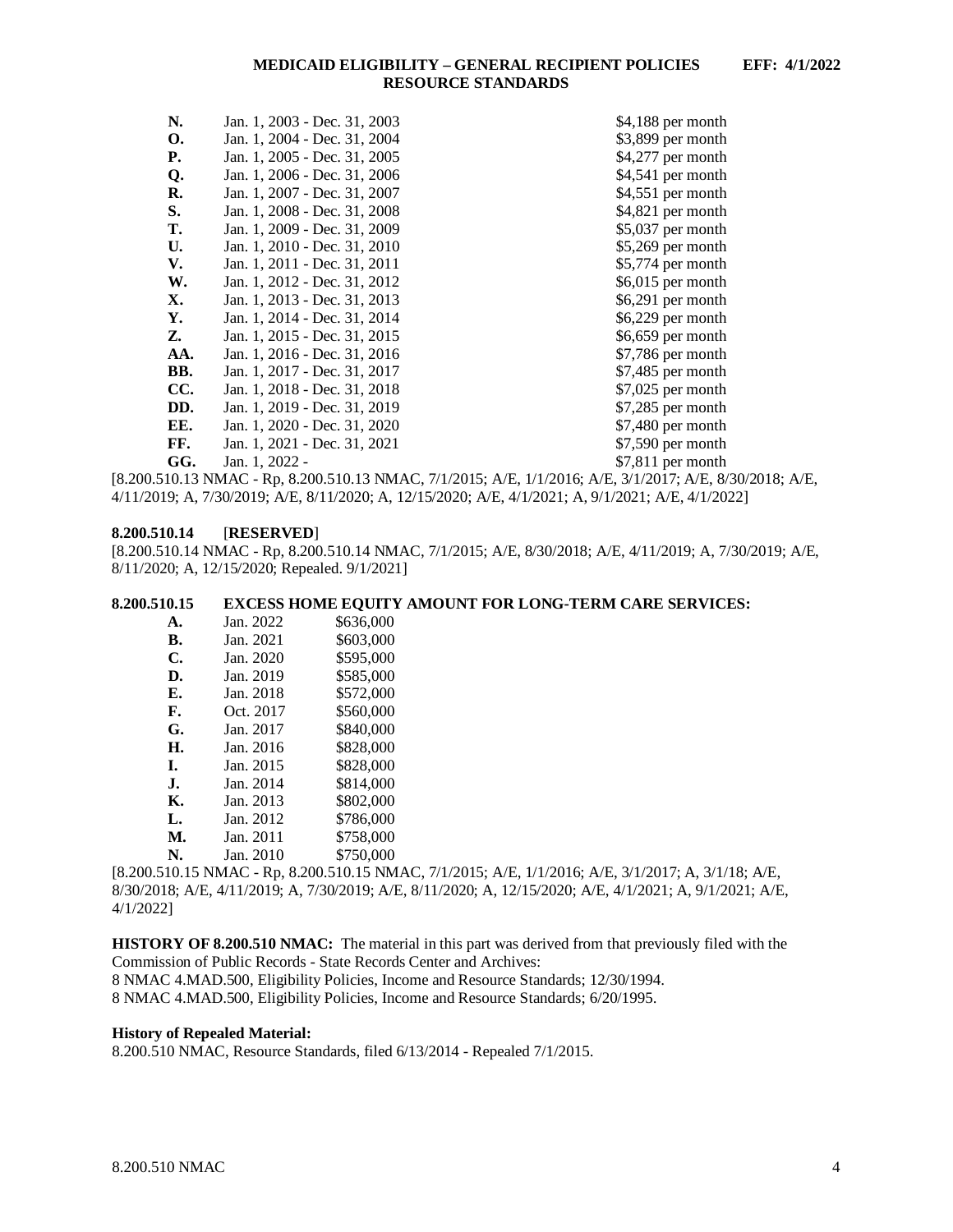| | | |
|---|---|---|
| **N.** | Jan. 1, 2003 - Dec. 31, 2003 | $4,188 per month |
| **O.** | Jan. 1, 2004 - Dec. 31, 2004 | $3,899 per month |
| **P.** | Jan. 1, 2005 - Dec. 31, 2005 | $4,277 per month |
| **Q.** | Jan. 1, 2006 - Dec. 31, 2006 | $4,541 per month |
| **R.** | Jan. 1, 2007 - Dec. 31, 2007 | $4,551 per month |
| **S.** | Jan. 1, 2008 - Dec. 31, 2008 | $4,821 per month |
| **T.** | Jan. 1, 2009 - Dec. 31, 2009 | $5,037 per month |
| **U.** | Jan. 1, 2010 - Dec. 31, 2010 | $5,269 per month |
| **V.** | Jan. 1, 2011 - Dec. 31, 2011 | $5,774 per month |
| **W.** | Jan. 1, 2012 - Dec. 31, 2012 | $6,015 per month |
| **X.** | Jan. 1, 2013 - Dec. 31, 2013 | $6,291 per month |
| **Y.** | Jan. 1, 2014 - Dec. 31, 2014 | $6,229 per month |
| **Z.** | Jan. 1, 2015 - Dec. 31, 2015 | $6,659 per month |
| **AA.** | Jan. 1, 2016 - Dec. 31, 2016 | $7,786 per month |
| **BB.** | Jan. 1, 2017 - Dec. 31, 2017 | $7,485 per month |
| **CC.** | Jan. 1, 2018 - Dec. 31, 2018 | $7,025 per month |
| **DD.** | Jan. 1, 2019 - Dec. 31, 2019 | $7,285 per month |
| **EE.** | Jan. 1, 2020 - Dec. 31, 2020 | $7,480 per month |
| **FF.** | Jan. 1, 2021 - Dec. 31, 2021 | $7,590 per month |
| **GG.** | Jan. 1, 2022 - | $7,811 per month |

[8.200.510.13 NMAC - Rp, 8.200.510.13 NMAC, 7/1/2015; A/E, 1/1/2016; A/E, 3/1/2017; A/E, 8/30/2018; A/E, 4/11/2019; A, 7/30/2019; A/E, 8/11/2020; A, 12/15/2020; A/E, 4/1/2021; A, 9/1/2021; A/E, 4/1/2022]

**8.200.510.14** [**RESERVED**]

[8.200.510.14 NMAC - Rp, 8.200.510.14 NMAC, 7/1/2015; A/E, 8/30/2018; A/E, 4/11/2019; A, 7/30/2019; A/E, 8/11/2020; A, 12/15/2020; Repealed. 9/1/2021]

**8.200.510.15 EXCESS HOME EQUITY AMOUNT FOR LONG-TERM CARE SERVICES:**

| | | |
|---|---|---|
| **A.** | Jan. 2022 | $636,000 |
| **B.** | Jan. 2021 | $603,000 |
| **C.** | Jan. 2020 | $595,000 |
| **D.** | Jan. 2019 | $585,000 |
| **E.** | Jan. 2018 | $572,000 |
| **F.** | Oct. 2017 | $560,000 |
| **G.** | Jan. 2017 | $840,000 |
| **H.** | Jan. 2016 | $828,000 |
| **I.** | Jan. 2015 | $828,000 |
| **J.** | Jan. 2014 | $814,000 |
| **K.** | Jan. 2013 | $802,000 |
| **L.** | Jan. 2012 | $786,000 |
| **M.** | Jan. 2011 | $758,000 |
| **N.** | Jan. 2010 | $750,000 |

[8.200.510.15 NMAC - Rp, 8.200.510.15 NMAC, 7/1/2015; A/E, 1/1/2016; A/E, 3/1/2017; A, 3/1/18; A/E, 8/30/2018; A/E, 4/11/2019; A, 7/30/2019; A/E, 8/11/2020; A, 12/15/2020; A/E, 4/1/2021; A, 9/1/2021; A/E, 4/1/2022]

**HISTORY OF 8.200.510 NMAC:** The material in this part was derived from that previously filed with the Commission of Public Records - State Records Center and Archives:
8 NMAC 4.MAD.500, Eligibility Policies, Income and Resource Standards; 12/30/1994.
8 NMAC 4.MAD.500, Eligibility Policies, Income and Resource Standards; 6/20/1995.

**History of Repealed Material:**
8.200.510 NMAC, Resource Standards, filed 6/13/2014 - Repealed 7/1/2015.